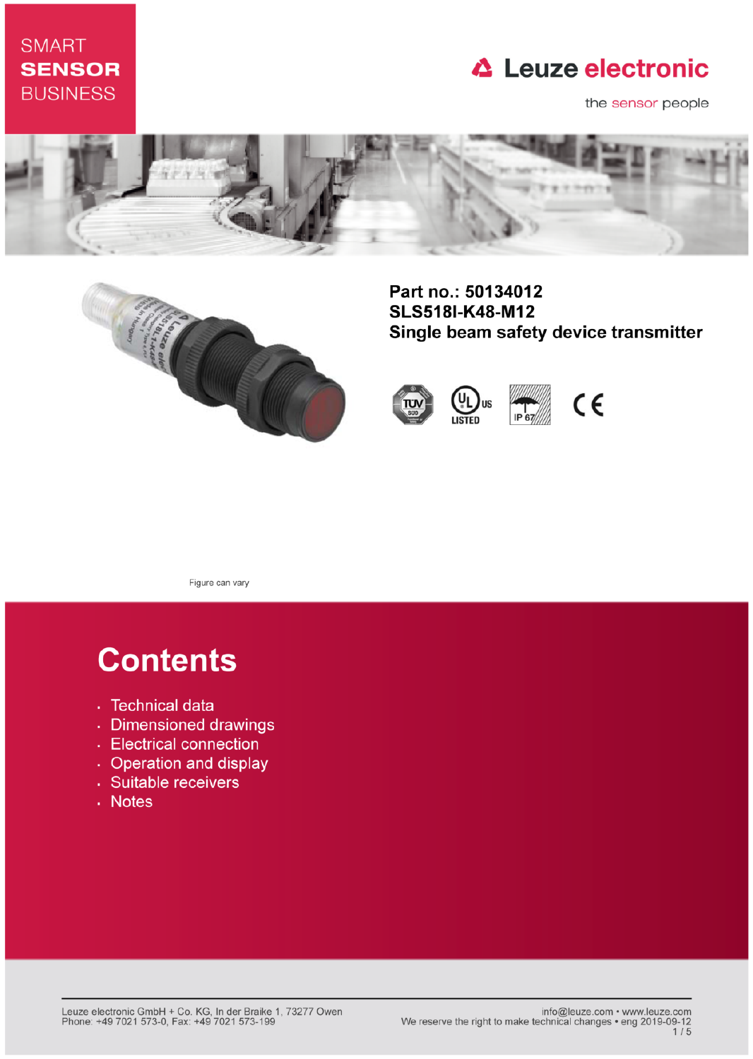SMART
**SENSOR**
BUSINESS

Leuze electronic

the sensor people

**Part no.: 50134012**
**SLS518I-K48-M12**
**Single beam safety device transmitter**

Figure can vary

# Contents

- Technical data
- Dimensioned drawings
- Electrical connection
- Operation and display
- Suitable receivers
- Notes

Leuze electronic GmbH + Co. KG, In der Braike 1, 73277 Owen
Phone: +49 7021 573-0, Fax: +49 7021 573-199

info@leuze.com • www.leuze.com
We reserve the right to make technical changes • eng 2019-09-12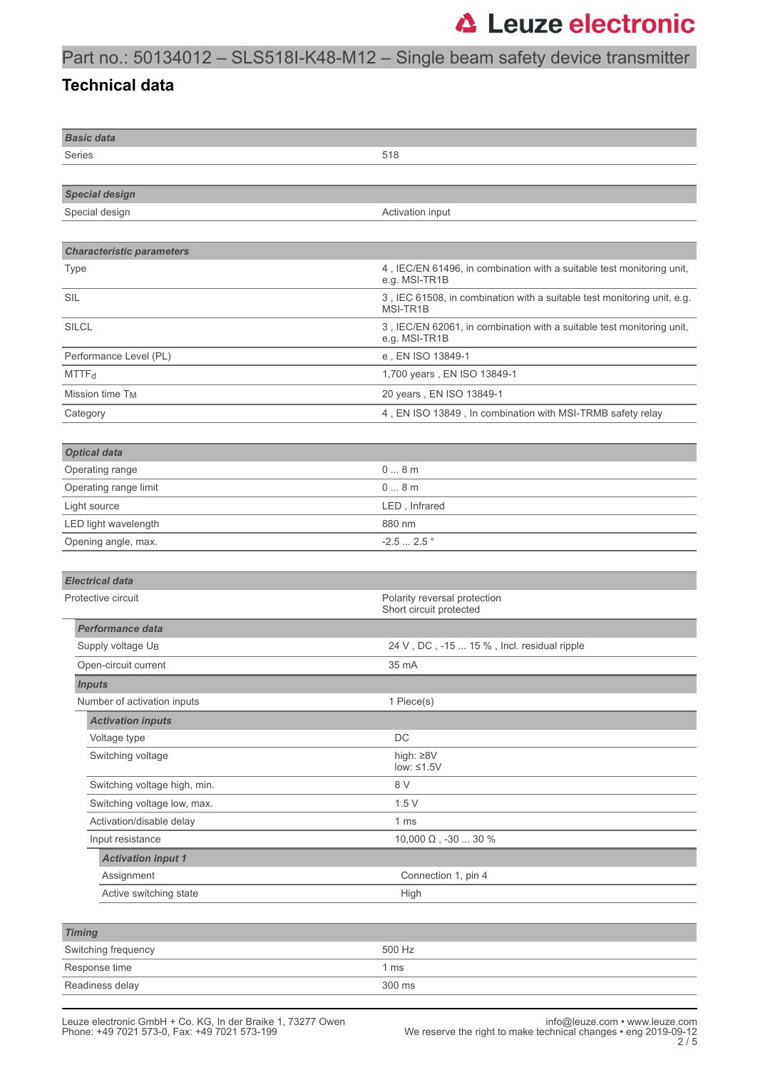Part no.: 50134012 – SLS518I-K48-M12 – Single beam safety device transmitter

## Technical data

| ***Basic data*** | |
|---|---|
| Series | 518 |

| ***Special design*** | |
|---|---|
| Special design | Activation input |

| ***Characteristic parameters*** | |
|---|---|
| Type | 4 , IEC/EN 61496, in combination with a suitable test monitoring unit, e.g. MSI-TR1B |
| SIL | 3 , IEC 61508, in combination with a suitable test monitoring unit, e.g. MSI-TR1B |
| SILCL | 3 , IEC/EN 62061, in combination with a suitable test monitoring unit, e.g. MSI-TR1B |
| Performance Level (PL) | e , EN ISO 13849-1 |
| $MTTF_d$ | 1,700 years , EN ISO 13849-1 |
| Mission time $T_M$ | 20 years , EN ISO 13849-1 |
| Category | 4 , EN ISO 13849 , In combination with MSI-TRMB safety relay |

| ***Optical data*** | |
|---|---|
| Operating range | 0 ... 8 m |
| Operating range limit | 0 ... 8 m |
| Light source | LED , Infrared |
| LED light wavelength | 880 nm |
| Opening angle, max. | -2.5 ... 2.5 ° |

| ***Electrical data*** | |
|---|---|
| Protective circuit | Polarity reversal protection<br>Short circuit protected |
| ***Performance data*** | |
| Supply voltage $U_B$ | 24 V , DC , -15 ... 15 % , Incl. residual ripple |
| Open-circuit current | 35 mA |
| ***Inputs*** | |
| Number of activation inputs | 1 Piece(s) |
| ***Activation inputs*** | |
| Voltage type | DC |
| Switching voltage | high: ≥8V<br>low: ≤1.5V |
| Switching voltage high, min. | 8 V |
| Switching voltage low, max. | 1.5 V |
| Activation/disable delay | 1 ms |
| Input resistance | 10,000 Ω , -30 ... 30 % |
| ***Activation input 1*** | |
| Assignment | Connection 1, pin 4 |
| Active switching state | High |

| ***Timing*** | |
|---|---|
| Switching frequency | 500 Hz |
| Response time | 1 ms |
| Readiness delay | 300 ms |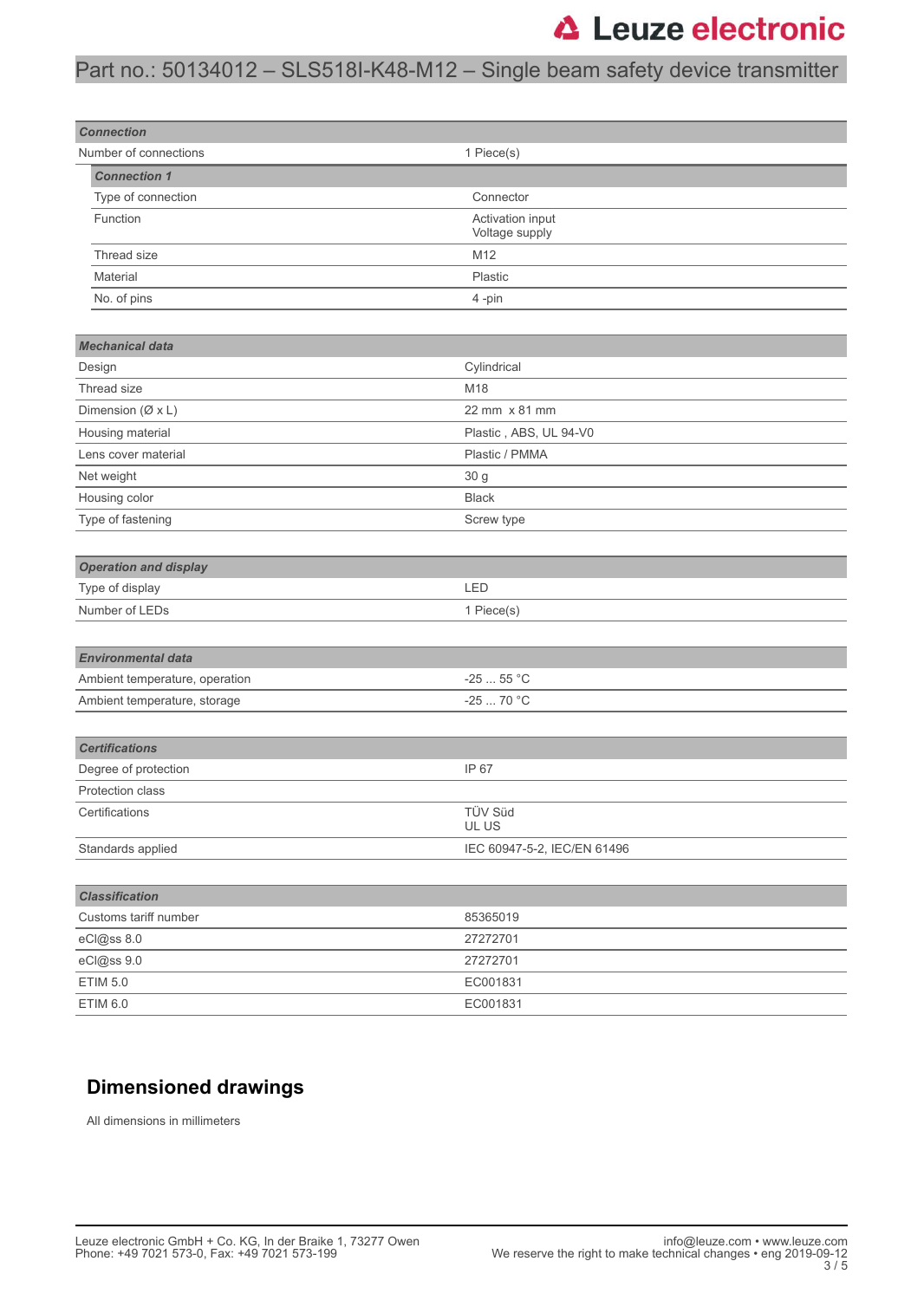# Part no.: 50134012 – SLS518I-K48-M12 – Single beam safety device transmitter

| ***Connection*** | |
|---|---|
| Number of connections | 1 Piece(s) |

| ***Connection 1*** | |
|---|---|
| Type of connection | Connector |
| Function | Activation input<br>Voltage supply |
| Thread size | M12 |
| Material | Plastic |
| No. of pins | 4 -pin |

| ***Mechanical data*** | |
|---|---|
| Design | Cylindrical |
| Thread size | M18 |
| Dimension (Ø x L) | 22 mm x 81 mm |
| Housing material | Plastic , ABS, UL 94-V0 |
| Lens cover material | Plastic / PMMA |
| Net weight | 30 g |
| Housing color | Black |
| Type of fastening | Screw type |

| ***Operation and display*** | |
|---|---|
| Type of display | LED |
| Number of LEDs | 1 Piece(s) |

| ***Environmental data*** | |
|---|---|
| Ambient temperature, operation | -25 ... 55 °C |
| Ambient temperature, storage | -25 ... 70 °C |

| ***Certifications*** | |
|---|---|
| Degree of protection | IP 67 |
| Protection class | |
| Certifications | TÜV Süd<br>UL US |
| Standards applied | IEC 60947-5-2, IEC/EN 61496 |

| ***Classification*** | |
|---|---|
| Customs tariff number | 85365019 |
| eCl@ss 8.0 | 27272701 |
| eCl@ss 9.0 | 27272701 |
| ETIM 5.0 | EC001831 |
| ETIM 6.0 | EC001831 |

## Dimensioned drawings

All dimensions in millimeters

Leuze electronic GmbH + Co. KG, In der Braike 1, 73277 Owen
Phone: +49 7021 573-0, Fax: +49 7021 573-199

info@leuze.com • www.leuze.com
We reserve the right to make technical changes • eng 2019-09-12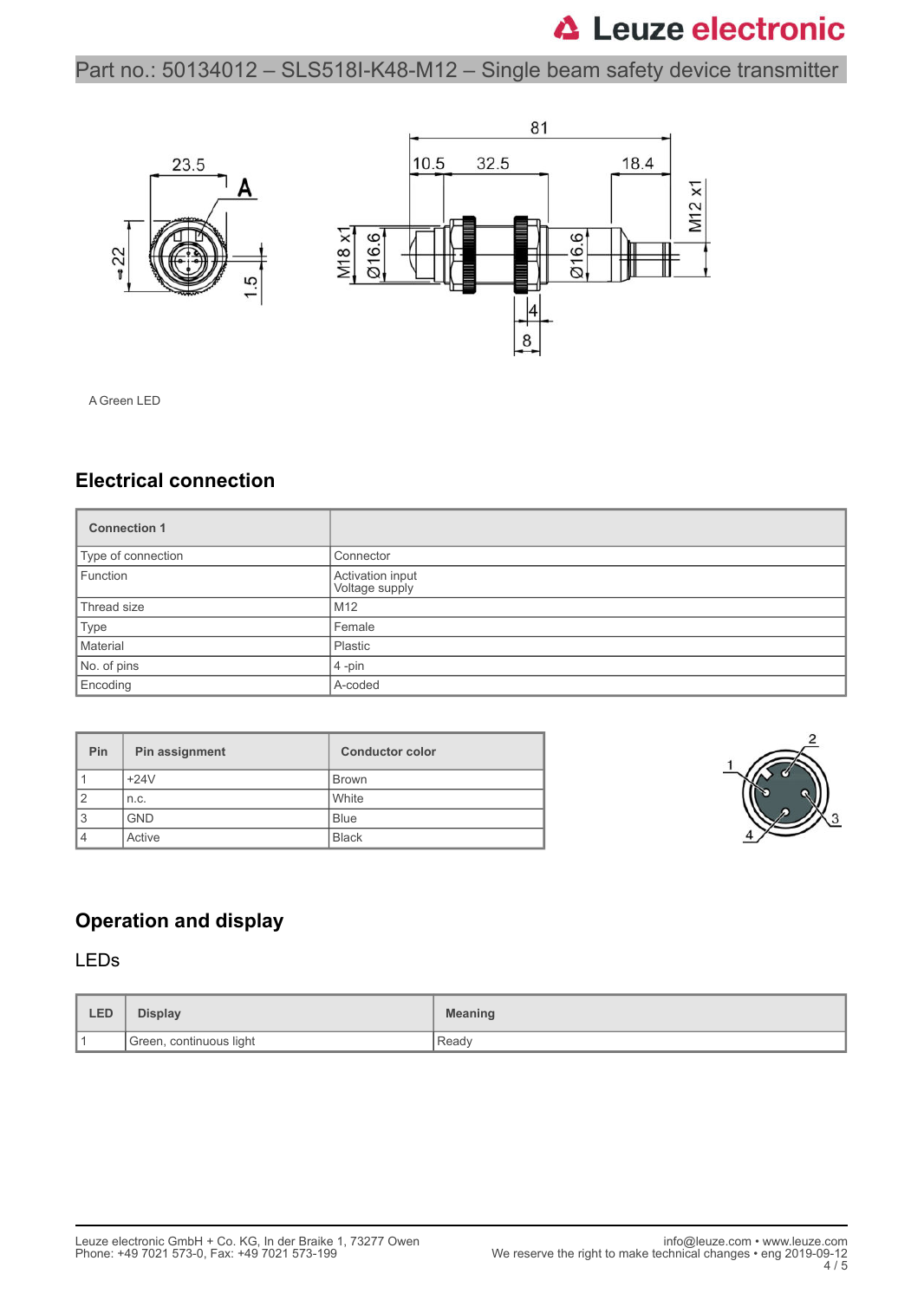Part no.: 50134012 – SLS518I-K48-M12 – Single beam safety device transmitter

A Green LED

## Electrical connection

| Connection 1 | |
|---|---|
| Type of connection | Connector |
| Function | Activation input<br>Voltage supply |
| Thread size | M12 |
| Type | Female |
| Material | Plastic |
| No. of pins | 4 -pin |
| Encoding | A-coded |

| Pin | Pin assignment | Conductor color |
|---|---|---|
| 1 | +24V | Brown |
| 2 | n.c. | White |
| 3 | GND | Blue |
| 4 | Active | Black |

## Operation and display

### LEDs

| LED | Display | Meaning |
|---|---|---|
| 1 | Green, continuous light | Ready |

Leuze electronic GmbH + Co. KG, In der Braike 1, 73277 Owen
Phone: +49 7021 573-0, Fax: +49 7021 573-199

info@leuze.com • www.leuze.com
We reserve the right to make technical changes • eng 2019-09-12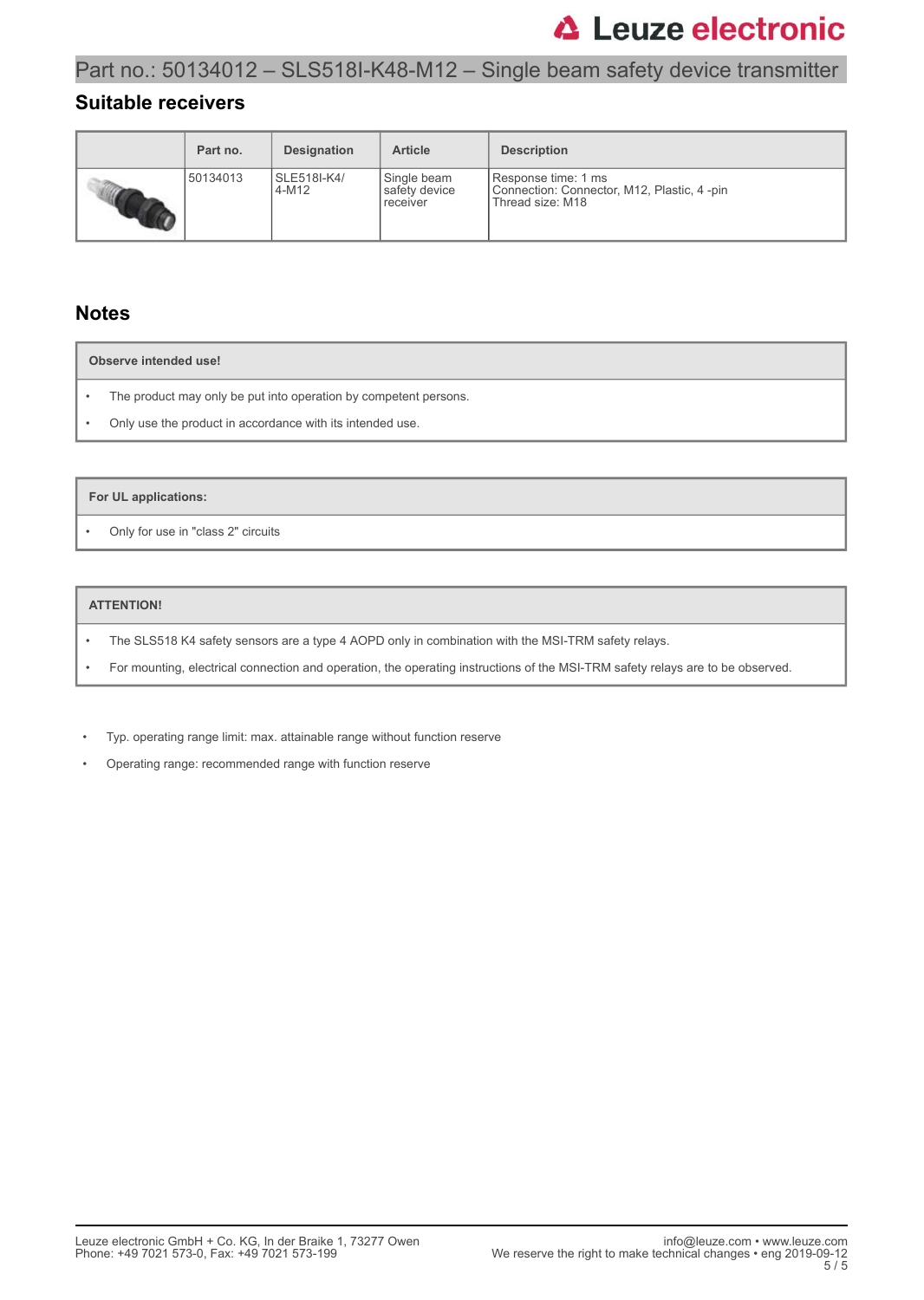## Part no.: 50134012 – SLS518I-K48-M12 – Single beam safety device transmitter

### Suitable receivers

| | Part no. | Designation | Article | Description |
|---|---|---|---|---|
| | 50134013 | SLE518I-K4/ 4-M12 | Single beam safety device receiver | Response time: 1 ms<br>Connection: Connector, M12, Plastic, 4 -pin<br>Thread size: M18 |

### Notes

**Observe intended use!**

- The product may only be put into operation by competent persons.
- Only use the product in accordance with its intended use.

**For UL applications:**

- Only for use in "class 2" circuits

**ATTENTION!**

- The SLS518 K4 safety sensors are a type 4 AOPD only in combination with the MSI-TRM safety relays.
- For mounting, electrical connection and operation, the operating instructions of the MSI-TRM safety relays are to be observed.

- Typ. operating range limit: max. attainable range without function reserve
- Operating range: recommended range with function reserve